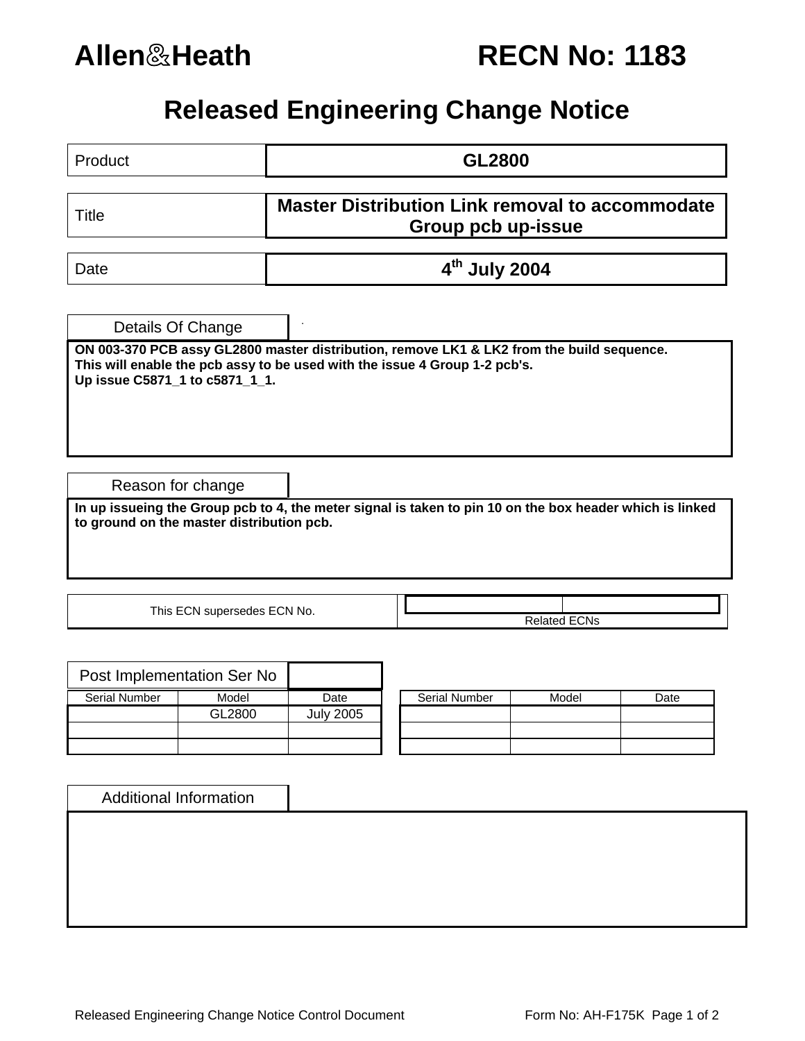# Allen&Heath RECN No: 1183

## Released Engineering Change Notice

| | |
|---|---|
| Product | **GL2800** |
| Title | **Master Distribution Link removal to accommodate Group pcb up-issue** |
| Date | **4th July 2004** |

### Details Of Change

**ON 003-370 PCB assy GL2800 master distribution, remove LK1 & LK2 from the build sequence.**
**This will enable the pcb assy to be used with the issue 4 Group 1-2 pcb's.**
**Up issue C5871_1 to c5871_1_1.**

### Reason for change

**In up issueing the Group pcb to 4, the meter signal is taken to pin 10 on the box header which is linked to ground on the master distribution pcb.**

| This ECN supersedes ECN No. | Related ECNs |
|---|---|
| | |

### Post Implementation Ser No

| Serial Number | Model | Date |
|---|---|---|
| | GL2800 | July 2005 |
| | | |
| | | |

| Serial Number | Model | Date |
|---|---|---|
| | | |
| | | |
| | | |

### Additional Information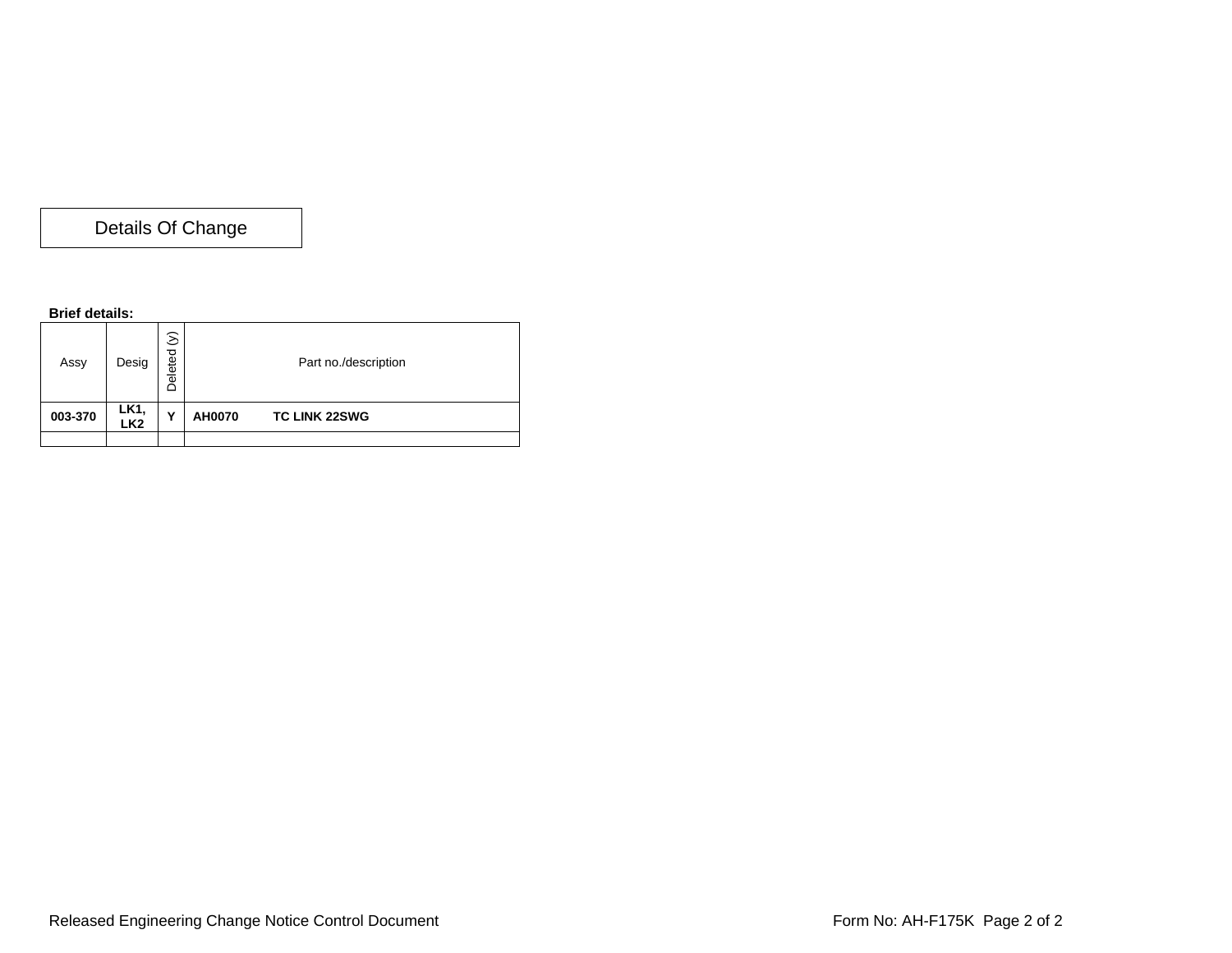## Details Of Change

**Brief details:**

| Assy | Desig | Deleted (y) | Part no./description |
| --- | --- | --- | --- |
| **003-370** | **LK1, LK2** | **Y** | **AH0070 TC LINK 22SWG** |
| | | | |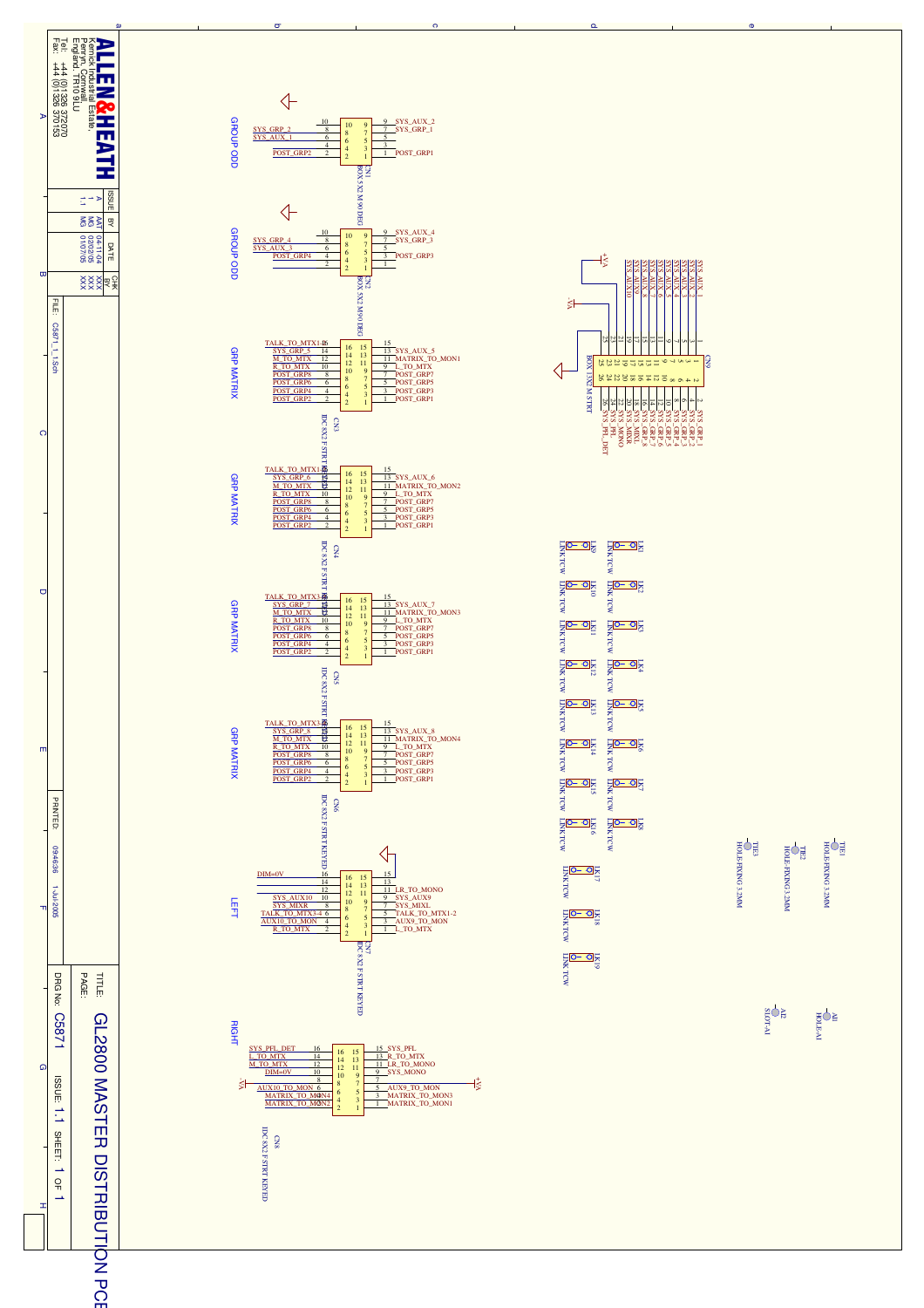# GL2800 MASTER DISTRIBUTION PCB

**ALLEN&HEATH**
Kernick Industrial Estate,
Penryn, Cornwall,
England. TR10 9LU
Tel: +44 (0)1326 372070
Fax: +44 (0)1326 370153

| ISSUE | BY | DATE | CHK BY |
| --- | --- | --- | --- |
| A | AAT | 04-11-04 | XXX |
| 1 | MG | 02/02/05 | XXX |
| 1.1 | MG | 01/07/05 | XXX |

FILE: C5871_1_1.Sch

PRINTED: 09:46:36 1-Jul-2005

TITLE: GL2800 MASTER DISTRIBUTION PCB

PAGE:

DRG No: C5871 ISSUE: 1.1 SHEET: 1 OF 1

## GROUP ODD — CN1 (BOX 5X2 M 90 DEG)

| Net | Pin | Pin | Net |
| --- | --- | --- | --- |
| | 10 | 9 | SYS_AUX_2 |
| SYS_GRP_2 | 8 | 7 | SYS_GRP_1 |
| SYS_AUX_1 | 6 | 5 | |
| | 4 | 3 | |
| POST_GRP2 | 2 | 1 | POST_GRP1 |

## GROUP ODD — CN2 (BOX 5X2 M 90 DEG)

| Net | Pin | Pin | Net |
| --- | --- | --- | --- |
| | 10 | 9 | SYS_AUX_4 |
| SYS_GRP_4 | 8 | 7 | SYS_GRP_3 |
| SYS_AUX_3 | 6 | 5 | |
| POST_GRP4 | 4 | 3 | POST_GRP3 |
| | 2 | 1 | |

## GRP MATRIX — CN3 (IDC 8X2 F STRT KEYED)

| Net | Pin | Pin | Net |
| --- | --- | --- | --- |
| TALK_TO_MTX1-4 | 16 | 15 | |
| SYS_GRP_5 | 14 | 13 | SYS_AUX_5 |
| M_TO_MTX | 12 | 11 | MATRIX_TO_MON1 |
| R_TO_MTX | 10 | 9 | L_TO_MTX |
| POST_GRP8 | 8 | 7 | POST_GRP7 |
| POST_GRP6 | 6 | 5 | POST_GRP5 |
| POST_GRP4 | 4 | 3 | POST_GRP3 |
| POST_GRP2 | 2 | 1 | POST_GRP1 |

## GRP MATRIX — CN4 (IDC 8X2 F STRT KEYED)

| Net | Pin | Pin | Net |
| --- | --- | --- | --- |
| TALK_TO_MTX1-4 | 16 | 15 | |
| SYS_GRP_6 | 14 | 13 | SYS_AUX_6 |
| M_TO_MTX | 12 | 11 | MATRIX_TO_MON2 |
| R_TO_MTX | 10 | 9 | L_TO_MTX |
| POST_GRP8 | 8 | 7 | POST_GRP7 |
| POST_GRP6 | 6 | 5 | POST_GRP5 |
| POST_GRP4 | 4 | 3 | POST_GRP3 |
| POST_GRP2 | 2 | 1 | POST_GRP1 |

## GRP MATRIX — CN5 (IDC 8X2 F STRT KEYED)

| Net | Pin | Pin | Net |
| --- | --- | --- | --- |
| TALK_TO_MTX1-4 | 16 | 15 | |
| SYS_GRP_7 | 14 | 13 | SYS_AUX_7 |
| M_TO_MTX | 12 | 11 | MATRIX_TO_MON3 |
| R_TO_MTX | 10 | 9 | L_TO_MTX |
| POST_GRP8 | 8 | 7 | POST_GRP7 |
| POST_GRP6 | 6 | 5 | POST_GRP5 |
| POST_GRP4 | 4 | 3 | POST_GRP3 |
| POST_GRP2 | 2 | 1 | POST_GRP1 |

## GRP MATRIX — CN6 (IDC 8X2 F STRT KEYED)

| Net | Pin | Pin | Net |
| --- | --- | --- | --- |
| TALK_TO_MTX1-4 | 16 | 15 | |
| SYS_GRP_8 | 14 | 13 | SYS_AUX_8 |
| M_TO_MTX | 12 | 11 | MATRIX_TO_MON4 |
| R_TO_MTX | 10 | 9 | L_TO_MTX |
| POST_GRP8 | 8 | 7 | POST_GRP7 |
| POST_GRP6 | 6 | 5 | POST_GRP5 |
| POST_GRP4 | 4 | 3 | POST_GRP3 |
| POST_GRP2 | 2 | 1 | POST_GRP1 |

## LEFT — CN7 (IDC 8X2 F STRT KEYED)

| Net | Pin | Pin | Net |
| --- | --- | --- | --- |
| DIM=0V | 16 | 15 | |
| | 14 | 13 | |
| | 12 | 11 | LR_TO_MONO |
| SYS_AUX10 | 10 | 9 | SYS_AUX9 |
| SYS_MIXR | 8 | 7 | SYS_MIXL |
| TALK_TO_MTX5-8 | 6 | 5 | TALK_TO_MTX1-2 |
| AUX10_TO_MON | 4 | 3 | AUX9_TO_MON |
| R_TO_MTX | 2 | 1 | L_TO_MTX |

## RIGHT — CN8 (IDC 8X2 F STRT KEYED)

| Net | Pin | Pin | Net |
| --- | --- | --- | --- |
| SYS_PFL_DET | 16 | 15 | SYS_PFL |
| L_TO_MTX | 14 | 13 | R_TO_MTX |
| M_TO_MTX | 12 | 11 | LR_TO_MONO |
| DIM=0V | 10 | 9 | SYS_MONO |
| -VA | 8 | 7 | +VA |
| AUX10_TO_MON | 6 | 5 | AUX9_TO_MON |
| MATRIX_TO_MON4 | 4 | 3 | MATRIX_TO_MON3 |
| MATRIX_TO_MON2 | 2 | 1 | MATRIX_TO_MON1 |

## CN9 (BOX 13X2 M STRT)

| Net | Pin | Pin | Net |
| --- | --- | --- | --- |
| SYS_AUX_1 | 1 | 2 | SYS_GRP_1 |
| SYS_AUX_2 | 3 | 4 | SYS_GRP_2 |
| SYS_AUX_3 | 5 | 6 | SYS_GRP_3 |
| SYS_AUX_4 | 7 | 8 | SYS_GRP_4 |
| SYS_AUX_5 | 9 | 10 | SYS_GRP_5 |
| SYS_AUX_6 | 11 | 12 | SYS_GRP_6 |
| SYS_AUX_7 | 13 | 14 | SYS_GRP_7 |
| SYS_AUX_8 | 15 | 16 | SYS_GRP_8 |
| SYS_AUX9 | 17 | 18 | SYS_MIXL |
| SYS_AUX10 | 19 | 20 | SYS_MIXR |
| | 21 | 22 | SYS_MONO |
| +VA | 23 | 24 | SYS_PFL |
| -VA | 25 | 26 | SYS_PFL_DET |

## Links and fixings

LK1–LK19: LINK TCW

TIE1: HOLE-FIXING 3.2MM
TIE2: HOLE-FIXING 3.2MM
TIE3: HOLE-FIXING 3.2MM
AI1: HOLE-A1
AI2: SLOT-A1